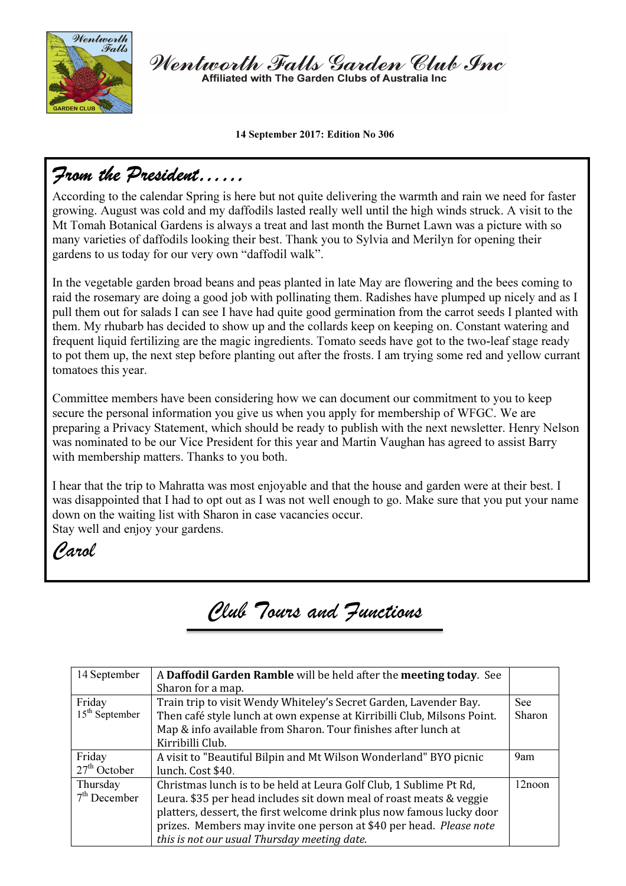# Wentworth Falls Garden Club Inc

Affiliated with The Garden Clubs of Australia Inc

**14 September 2017: Edition No 306**

## From the President……

According to the calendar Spring is here but not quite delivering the warmth and rain we need for faster growing. August was cold and my daffodils lasted really well until the high winds struck. A visit to the Mt Tomah Botanical Gardens is always a treat and last month the Burnet Lawn was a picture with so many varieties of daffodils looking their best. Thank you to Sylvia and Merilyn for opening their gardens to us today for our very own "daffodil walk".

In the vegetable garden broad beans and peas planted in late May are flowering and the bees coming to raid the rosemary are doing a good job with pollinating them. Radishes have plumped up nicely and as I pull them out for salads I can see I have had quite good germination from the carrot seeds I planted with them. My rhubarb has decided to show up and the collards keep on keeping on. Constant watering and frequent liquid fertilizing are the magic ingredients. Tomato seeds have got to the two-leaf stage ready to pot them up, the next step before planting out after the frosts. I am trying some red and yellow currant tomatoes this year.

Committee members have been considering how we can document our commitment to you to keep secure the personal information you give us when you apply for membership of WFGC. We are preparing a Privacy Statement, which should be ready to publish with the next newsletter. Henry Nelson was nominated to be our Vice President for this year and Martin Vaughan has agreed to assist Barry with membership matters. Thanks to you both.

I hear that the trip to Mahratta was most enjoyable and that the house and garden were at their best. I was disappointed that I had to opt out as I was not well enough to go. Make sure that you put your name down on the waiting list with Sharon in case vacancies occur.
Stay well and enjoy your gardens.

*Carol*

## Club Tours and Functions

| | | |
|---|---|---|
| 14 September | A **Daffodil Garden Ramble** will be held after the **meeting today**. See Sharon for a map. | |
| Friday 15th September | Train trip to visit Wendy Whiteley's Secret Garden, Lavender Bay. Then café style lunch at own expense at Kirribilli Club, Milsons Point. Map & info available from Sharon. Tour finishes after lunch at Kirribilli Club. | See Sharon |
| Friday 27th October | A visit to "Beautiful Bilpin and Mt Wilson Wonderland" BYO picnic lunch. Cost $40. | 9am |
| Thursday 7th December | Christmas lunch is to be held at Leura Golf Club, 1 Sublime Pt Rd, Leura. $35 per head includes sit down meal of roast meats & veggie platters, dessert, the first welcome drink plus now famous lucky door prizes. Members may invite one person at $40 per head. *Please note this is not our usual Thursday meeting date.* | 12noon |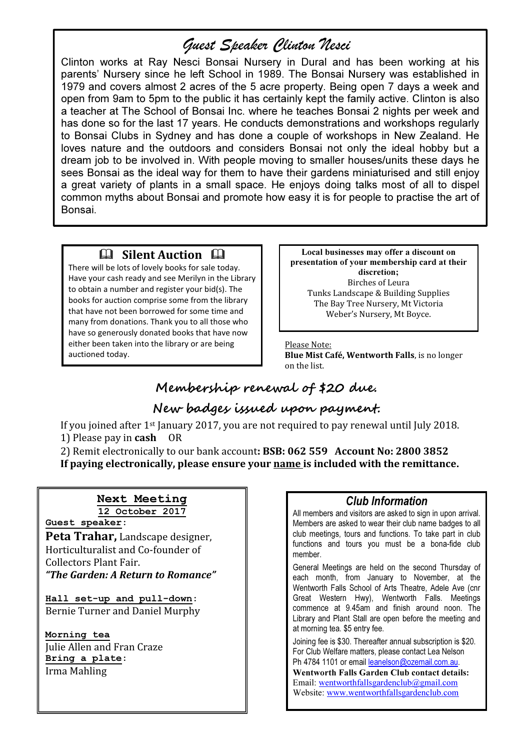## Guest Speaker Clinton Nesci

Clinton works at Ray Nesci Bonsai Nursery in Dural and has been working at his parents' Nursery since he left School in 1989. The Bonsai Nursery was established in 1979 and covers almost 2 acres of the 5 acre property. Being open 7 days a week and open from 9am to 5pm to the public it has certainly kept the family active. Clinton is also a teacher at The School of Bonsai Inc. where he teaches Bonsai 2 nights per week and has done so for the last 17 years. He conducts demonstrations and workshops regularly to Bonsai Clubs in Sydney and has done a couple of workshops in New Zealand. He loves nature and the outdoors and considers Bonsai not only the ideal hobby but a dream job to be involved in. With people moving to smaller houses/units these days he sees Bonsai as the ideal way for them to have their gardens miniaturised and still enjoy a great variety of plants in a small space. He enjoys doing talks most of all to dispel common myths about Bonsai and promote how easy it is for people to practise the art of Bonsai.

### 🕮 Silent Auction 🕮

There will be lots of lovely books for sale today. Have your cash ready and see Merilyn in the Library to obtain a number and register your bid(s). The books for auction comprise some from the library that have not been borrowed for some time and many from donations. Thank you to all those who have so generously donated books that have now either been taken into the library or are being auctioned today.

**Local businesses may offer a discount on presentation of your membership card at their discretion;**
Birches of Leura
Tunks Landscape & Building Supplies
The Bay Tree Nursery, Mt Victoria
Weber's Nursery, Mt Boyce.

Please Note:
**Blue Mist Café, Wentworth Falls**, is no longer on the list.

## Membership renewal of $20 due.

## New badges issued upon payment.

If you joined after 1st January 2017, you are not required to pay renewal until July 2018.

1) Please pay in **cash** OR
2) Remit electronically to our bank account**: BSB: 062 559 Account No: 2800 3852**

**If paying electronically, please ensure your name is included with the remittance.**

### Next Meeting
**12 October 2017**

**Guest speaker:**
**Peta Trahar,** Landscape designer, Horticulturalist and Co-founder of Collectors Plant Fair.
***"The Garden: A Return to Romance"***

**Hall set-up and pull-down:**
Bernie Turner and Daniel Murphy

**Morning tea**
Julie Allen and Fran Craze
**Bring a plate:**
Irma Mahling

### Club Information

All members and visitors are asked to sign in upon arrival. Members are asked to wear their club name badges to all club meetings, tours and functions. To take part in club functions and tours you must be a bona-fide club member.

General Meetings are held on the second Thursday of each month, from January to November, at the Wentworth Falls School of Arts Theatre, Adele Ave (cnr Great Western Hwy), Wentworth Falls. Meetings commence at 9.45am and finish around noon. The Library and Plant Stall are open before the meeting and at morning tea. $5 entry fee.

Joining fee is $30. Thereafter annual subscription is $20. For Club Welfare matters, please contact Lea Nelson Ph 4784 1101 or email leanelson@ozemail.com.au.

**Wentworth Falls Garden Club contact details:**
Email: wentworthfallsgardenclub@gmail.com
Website: www.wentworthfallsgardenclub.com